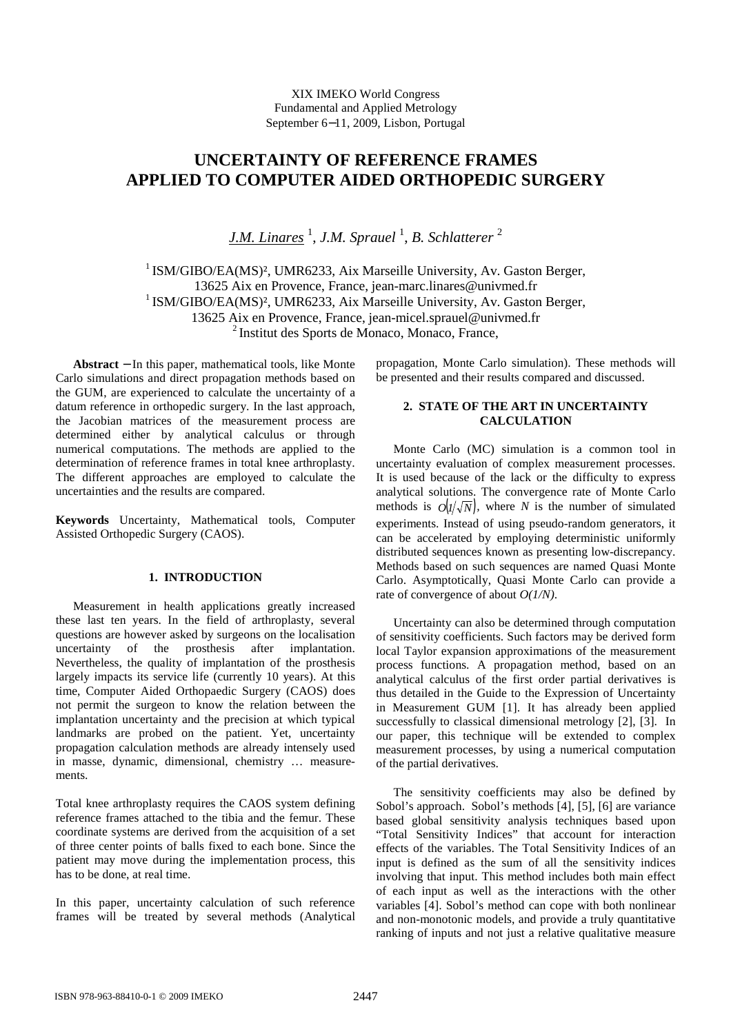XIX IMEKO World Congress
Fundamental and Applied Metrology
September 6−11, 2009, Lisbon, Portugal

# UNCERTAINTY OF REFERENCE FRAMES APPLIED TO COMPUTER AIDED ORTHOPEDIC SURGERY

*J.M. Linares* [1], *J.M. Sprauel* [1], *B. Schlatterer* [2]

[1] ISM/GIBO/EA(MS)², UMR6233, Aix Marseille University, Av. Gaston Berger, 13625 Aix en Provence, France, jean-marc.linares@univmed.fr
[1] ISM/GIBO/EA(MS)², UMR6233, Aix Marseille University, Av. Gaston Berger, 13625 Aix en Provence, France, jean-micel.sprauel@univmed.fr
[2] Institut des Sports de Monaco, Monaco, France,

**Abstract** − In this paper, mathematical tools, like Monte Carlo simulations and direct propagation methods based on the GUM, are experienced to calculate the uncertainty of a datum reference in orthopedic surgery. In the last approach, the Jacobian matrices of the measurement process are determined either by analytical calculus or through numerical computations. The methods are applied to the determination of reference frames in total knee arthroplasty. The different approaches are employed to calculate the uncertainties and the results are compared.

**Keywords** Uncertainty, Mathematical tools, Computer Assisted Orthopedic Surgery (CAOS).

## 1. INTRODUCTION

Measurement in health applications greatly increased these last ten years. In the field of arthroplasty, several questions are however asked by surgeons on the localisation uncertainty of the prosthesis after implantation. Nevertheless, the quality of implantation of the prosthesis largely impacts its service life (currently 10 years). At this time, Computer Aided Orthopaedic Surgery (CAOS) does not permit the surgeon to know the relation between the implantation uncertainty and the precision at which typical landmarks are probed on the patient. Yet, uncertainty propagation calculation methods are already intensely used in masse, dynamic, dimensional, chemistry … measurements.

Total knee arthroplasty requires the CAOS system defining reference frames attached to the tibia and the femur. These coordinate systems are derived from the acquisition of a set of three center points of balls fixed to each bone. Since the patient may move during the implementation process, this has to be done, at real time.

In this paper, uncertainty calculation of such reference frames will be treated by several methods (Analytical propagation, Monte Carlo simulation). These methods will be presented and their results compared and discussed.

## 2. STATE OF THE ART IN UNCERTAINTY CALCULATION

Monte Carlo (MC) simulation is a common tool in uncertainty evaluation of complex measurement processes. It is used because of the lack or the difficulty to express analytical solutions. The convergence rate of Monte Carlo methods is $O(1/\sqrt{N})$, where $N$ is the number of simulated experiments. Instead of using pseudo-random generators, it can be accelerated by employing deterministic uniformly distributed sequences known as presenting low-discrepancy. Methods based on such sequences are named Quasi Monte Carlo. Asymptotically, Quasi Monte Carlo can provide a rate of convergence of about $O(1/N)$.

Uncertainty can also be determined through computation of sensitivity coefficients. Such factors may be derived form local Taylor expansion approximations of the measurement process functions. A propagation method, based on an analytical calculus of the first order partial derivatives is thus detailed in the Guide to the Expression of Uncertainty in Measurement GUM [1]. It has already been applied successfully to classical dimensional metrology [2], [3]. In our paper, this technique will be extended to complex measurement processes, by using a numerical computation of the partial derivatives.

The sensitivity coefficients may also be defined by Sobol's approach. Sobol's methods [4], [5], [6] are variance based global sensitivity analysis techniques based upon "Total Sensitivity Indices" that account for interaction effects of the variables. The Total Sensitivity Indices of an input is defined as the sum of all the sensitivity indices involving that input. This method includes both main effect of each input as well as the interactions with the other variables [4]. Sobol's method can cope with both nonlinear and non-monotonic models, and provide a truly quantitative ranking of inputs and not just a relative qualitative measure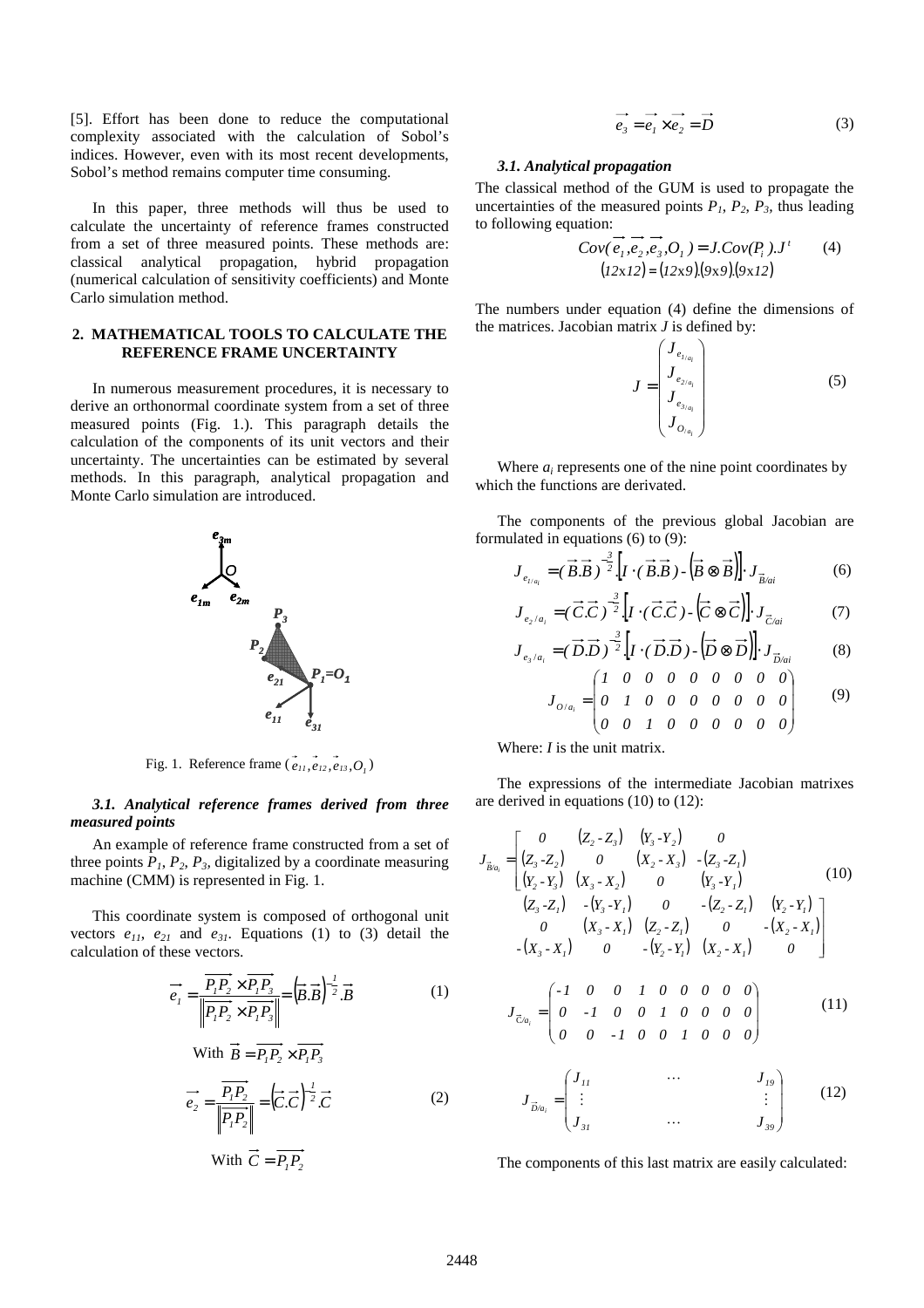[5]. Effort has been done to reduce the computational complexity associated with the calculation of Sobol's indices. However, even with its most recent developments, Sobol's method remains computer time consuming.

In this paper, three methods will thus be used to calculate the uncertainty of reference frames constructed from a set of three measured points. These methods are: classical analytical propagation, hybrid propagation (numerical calculation of sensitivity coefficients) and Monte Carlo simulation method.

## 2. MATHEMATICAL TOOLS TO CALCULATE THE REFERENCE FRAME UNCERTAINTY

In numerous measurement procedures, it is necessary to derive an orthonormal coordinate system from a set of three measured points (Fig. 1.). This paragraph details the calculation of the components of its unit vectors and their uncertainty. The uncertainties can be estimated by several methods. In this paragraph, analytical propagation and Monte Carlo simulation are introduced.

Fig. 1. Reference frame $(\vec{e_{11}}, \vec{e_{12}}, \vec{e_{13}}, O_1)$

### *3.1. Analytical reference frames derived from three measured points*

An example of reference frame constructed from a set of three points $P_1, P_2, P_3$, digitalized by a coordinate measuring machine (CMM) is represented in Fig. 1.

This coordinate system is composed of orthogonal unit vectors $e_{11}$, $e_{21}$ and $e_{31}$. Equations (1) to (3) detail the calculation of these vectors.

$$\vec{e_1} = \frac{\overrightarrow{P_1P_2} \times \overrightarrow{P_1P_3}}{\left\| \overrightarrow{P_1P_2} \times \overrightarrow{P_1P_3} \right\|} = \left(\vec{B}.\vec{B}\right)^{-\frac{1}{2}}.\vec{B} \qquad (1)$$

With $\vec{B} = \overrightarrow{P_1P_2} \times \overrightarrow{P_1P_3}$

$$\vec{e_2} = \frac{\overrightarrow{P_1P_2}}{\left\| \overrightarrow{P_1P_2} \right\|} = \left(\vec{C}.\vec{C}\right)^{-\frac{1}{2}}.\vec{C} \qquad (2)$$

With $\vec{C} = \overrightarrow{P_1P_2}$

$$\vec{e_3} = \vec{e_1} \times \vec{e_2} = \vec{D} \qquad (3)$$

### *3.1. Analytical propagation*

The classical method of the GUM is used to propagate the uncertainties of the measured points $P_1, P_2, P_3$, thus leading to following equation:

$$Cov(\vec{e_1}, \vec{e_2}, \vec{e_3}, O_1) = J.Cov(P_i).J^t \qquad (4)$$
$$(12\text{x}12) = (12\text{x}9).(9\text{x}9).(9\text{x}12)$$

The numbers under equation (4) define the dimensions of the matrices. Jacobian matrix $J$ is defined by:

$$J = \begin{pmatrix} J_{e_{1/a_i}} \\ J_{e_{2/a_i}} \\ J_{e_{3/a_i}} \\ J_{O_{/a_i}} \end{pmatrix} \qquad (5)$$

Where $a_i$ represents one of the nine point coordinates by which the functions are derivated.

The components of the previous global Jacobian are formulated in equations (6) to (9):

$$J_{e_{1/a_i}} = (\vec{B}.\vec{B})^{-\frac{3}{2}}.\left[I \cdot (\vec{B}.\vec{B}) - \left(\vec{B} \otimes \vec{B}\right)\right] \cdot J_{\vec{B}/ai} \qquad (6)$$

$$J_{e_2/a_i} = (\vec{C}.\vec{C})^{-\frac{3}{2}}\left[I \cdot (\vec{C}.\vec{C}) - \left(\vec{C} \otimes \vec{C}\right)\right] \cdot J_{\vec{C}/ai} \qquad (7)$$

$$J_{e_3/a_i} = (\vec{D}.\vec{D})^{-\frac{3}{2}}\left[I \cdot (\vec{D}.\vec{D}) - \left(\vec{D} \otimes \vec{D}\right)\right] \cdot J_{\vec{D}/ai} \qquad (8)$$

$$J_{O/a_i} = \begin{pmatrix} 1 & 0 & 0 & 0 & 0 & 0 & 0 & 0 & 0 \\ 0 & 1 & 0 & 0 & 0 & 0 & 0 & 0 & 0 \\ 0 & 0 & 1 & 0 & 0 & 0 & 0 & 0 & 0 \end{pmatrix} \qquad (9)$$

Where: $I$ is the unit matrix.

The expressions of the intermediate Jacobian matrixes are derived in equations (10) to (12):

$$J_{\vec{B}/a_i} = \begin{bmatrix} 0 & (Z_2 - Z_3) & (Y_3 - Y_2) & 0 & (Z_3 - Z_1) & -(Y_3 - Y_1) & 0 & -(Z_2 - Z_1) & (Y_2 - Y_1) \\ (Z_3 - Z_2) & 0 & (X_2 - X_3) & -(Z_3 - Z_1) & 0 & (X_3 - X_1) & (Z_2 - Z_1) & 0 & -(X_2 - X_1) \\ (Y_2 - Y_3) & (X_3 - X_2) & 0 & (Y_3 - Y_1) & -(X_3 - X_1) & 0 & -(Y_2 - Y_1) & (X_2 - X_1) & 0 \end{bmatrix} \qquad (10)$$

$$J_{\vec{C}/a_i} = \begin{pmatrix} -1 & 0 & 0 & 1 & 0 & 0 & 0 & 0 & 0 \\ 0 & -1 & 0 & 0 & 1 & 0 & 0 & 0 & 0 \\ 0 & 0 & -1 & 0 & 0 & 1 & 0 & 0 & 0 \end{pmatrix} \qquad (11)$$

$$J_{\vec{D}/a_i} = \begin{pmatrix} J_{11} & \cdots & J_{19} \\ \vdots & & \vdots \\ J_{31} & \cdots & J_{39} \end{pmatrix} \qquad (12)$$

The components of this last matrix are easily calculated: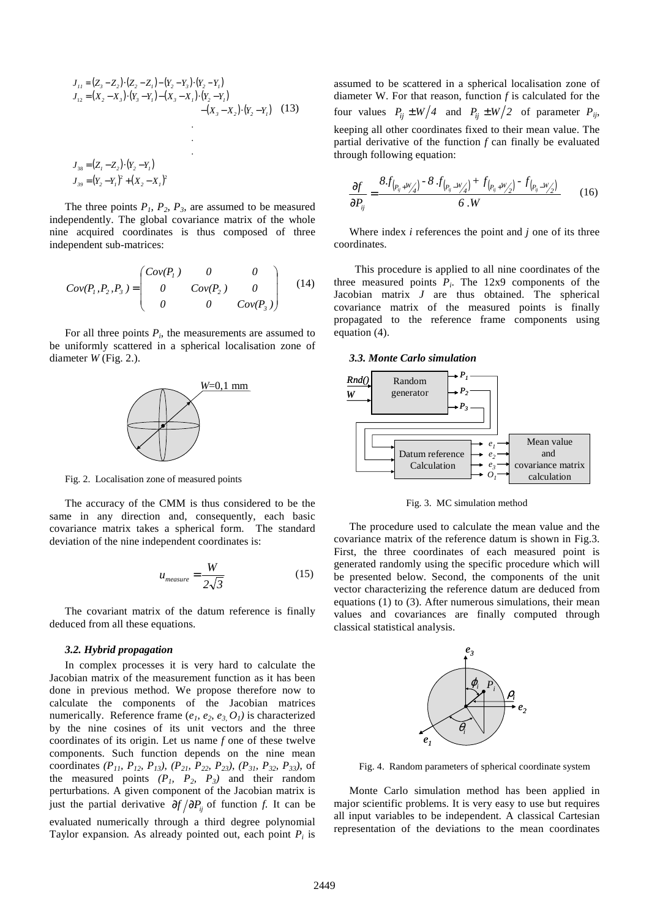$$J_{11} = (Z_3 - Z_2)\cdot(Z_2 - Z_1) - (Y_2 - Y_3)\cdot(Y_2 - Y_1)$$
$$J_{12} = (X_2 - X_3)\cdot(Y_3 - Y_1) - (X_3 - X_1)\cdot(Y_2 - Y_1) - (X_3 - X_2)\cdot(Y_2 - Y_1) \quad (13)$$
$$\vdots$$
$$J_{38} = (Z_1 - Z_2)\cdot(Y_2 - Y_1)$$
$$J_{39} = (Y_2 - Y_1)^2 + (X_2 - X_1)^2$$

The three points $P_1$, $P_2$, $P_3$, are assumed to be measured independently. The global covariance matrix of the whole nine acquired coordinates is thus composed of three independent sub-matrices:

$$Cov(P_1, P_2, P_3) = \begin{pmatrix} Cov(P_1) & 0 & 0 \\ 0 & Cov(P_2) & 0 \\ 0 & 0 & Cov(P_3) \end{pmatrix} \quad (14)$$

For all three points $P_i$, the measurements are assumed to be uniformly scattered in a spherical localisation zone of diameter $W$ (Fig. 2.).

Fig. 2. Localisation zone of measured points

The accuracy of the CMM is thus considered to be the same in any direction and, consequently, each basic covariance matrix takes a spherical form. The standard deviation of the nine independent coordinates is:

$$u_{measure} = \frac{W}{2\sqrt{3}} \quad (15)$$

The covariant matrix of the datum reference is finally deduced from all these equations.

### 3.2. Hybrid propagation

In complex processes it is very hard to calculate the Jacobian matrix of the measurement function as it has been done in previous method. We propose therefore now to calculate the components of the Jacobian matrices numerically. Reference frame ($e_1$, $e_2$, $e_3$, $O_1$) is characterized by the nine cosines of its unit vectors and the three coordinates of its origin. Let us name $f$ one of these twelve components. Such function depends on the nine mean coordinates ($P_{11}$, $P_{12}$, $P_{13}$), ($P_{21}$, $P_{22}$, $P_{23}$), ($P_{31}$, $P_{32}$, $P_{33}$), of the measured points ($P_1$, $P_2$, $P_3$) and their random perturbations. A given component of the Jacobian matrix is just the partial derivative $\partial f / \partial P_{ij}$ of function $f$. It can be evaluated numerically through a third degree polynomial Taylor expansion. As already pointed out, each point $P_i$ is assumed to be scattered in a spherical localisation zone of diameter W. For that reason, function $f$ is calculated for the four values $P_{ij} \pm W/4$ and $P_{ij} \pm W/2$ of parameter $P_{ij}$, keeping all other coordinates fixed to their mean value. The partial derivative of the function $f$ can finally be evaluated through following equation:

$$\frac{\partial f}{\partial P_{ij}} = \frac{8.f_{(P_{ij}+W/4)} - 8.f_{(P_{ij}-W/4)} + f_{(P_{ij}+W/2)} - f_{(P_{ij}-W/2)}}{6.W} \quad (16)$$

Where index $i$ references the point and $j$ one of its three coordinates.

This procedure is applied to all nine coordinates of the three measured points $P_i$. The 12x9 components of the Jacobian matrix $J$ are thus obtained. The spherical covariance matrix of the measured points is finally propagated to the reference frame components using equation (4).

### 3.3. Monte Carlo simulation

Fig. 3. MC simulation method

The procedure used to calculate the mean value and the covariance matrix of the reference datum is shown in Fig.3. First, the three coordinates of each measured point is generated randomly using the specific procedure which will be presented below. Second, the components of the unit vector characterizing the reference datum are deduced from equations (1) to (3). After numerous simulations, their mean values and covariances are finally computed through classical statistical analysis.

Fig. 4. Random parameters of spherical coordinate system

Monte Carlo simulation method has been applied in major scientific problems. It is very easy to use but requires all input variables to be independent. A classical Cartesian representation of the deviations to the mean coordinates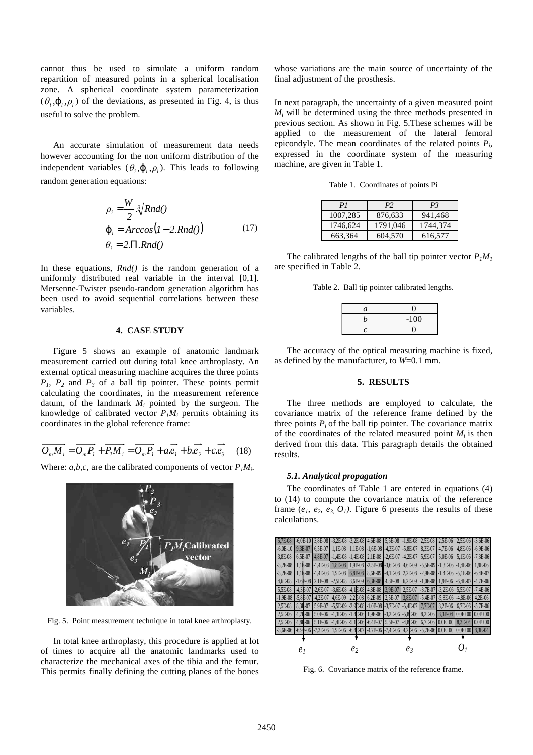cannot thus be used to simulate a uniform random repartition of measured points in a spherical localisation zone. A spherical coordinate system parameterization $(\theta_i, \varphi_i, \rho_i)$ of the deviations, as presented in Fig. 4, is thus useful to solve the problem.

An accurate simulation of measurement data needs however accounting for the non uniform distribution of the independent variables $(\theta_i, \varphi_i, \rho_i)$. This leads to following random generation equations:

$$
\begin{aligned}
\rho_i &= \frac{W}{2} \cdot \sqrt[3]{Rnd()} \\
\varphi_i &= Arccos\left(1 - 2.Rnd()\right) \\
\theta_i &= 2.\Pi.Rnd()
\end{aligned}
\qquad (17)
$$

In these equations, *Rnd()* is the random generation of a uniformly distributed real variable in the interval [0,1]. Mersenne-Twister pseudo-random generation algorithm has been used to avoid sequential correlations between these variables.

## 4. CASE STUDY

Figure 5 shows an example of anatomic landmark measurement carried out during total knee arthroplasty. An external optical measuring machine acquires the three points $P_1$, $P_2$ and $P_3$ of a ball tip pointer. These points permit calculating the coordinates, in the measurement reference datum, of the landmark $M_i$ pointed by the surgeon. The knowledge of calibrated vector $P_1M_i$ permits obtaining its coordinates in the global reference frame:

$$
\overrightarrow{O_m M_i} = \overrightarrow{O_m P_1} + \overrightarrow{P_1 M_i} = \overrightarrow{O_m P_1} + a.\overrightarrow{e_1} + b.\overrightarrow{e_2} + c.\overrightarrow{e_3} \qquad (18)
$$

Where: *a,b,c*, are the calibrated components of vector $P_1M_i$.

Fig. 5. Point measurement technique in total knee arthroplasty.

In total knee arthroplasty, this procedure is applied at lot of times to acquire all the anatomic landmarks used to characterize the mechanical axes of the tibia and the femur. This permits finally defining the cutting planes of the bones whose variations are the main source of uncertainty of the final adjustment of the prosthesis.

In next paragraph, the uncertainty of a given measured point $M_i$ will be determined using the three methods presented in previous section. As shown in Fig. 5.These schemes will be applied to the measurement of the lateral femoral epicondyle. The mean coordinates of the related points $P_i$, expressed in the coordinate system of the measuring machine, are given in Table 1.

Table 1. Coordinates of points Pi

| *P1* | *P2* | *P3* |
|---|---|---|
| 1007,285 | 876,633 | 941,468 |
| 1746,624 | 1791,046 | 1744,374 |
| 663,364 | 604,570 | 616,577 |

The calibrated lengths of the ball tip pointer vector $P_1M_1$ are specified in Table 2.

Table 2. Ball tip pointer calibrated lengths.

| | |
|---|---|
| *a* | 0 |
| *b* | -100 |
| *c* | 0 |

The accuracy of the optical measuring machine is fixed, as defined by the manufacturer, to $W$=0.1 mm.

## 5. RESULTS

The three methods are employed to calculate, the covariance matrix of the reference frame defined by the three points $P_i$ of the ball tip pointer. The covariance matrix of the coordinates of the related measured point $M_i$ is then derived from this data. This paragraph details the obtained results.

### *5.1. Analytical propagation*

The coordinates of Table 1 are entered in equations (4) to (14) to compute the covariance matrix of the reference frame ($e_1$, $e_2$, $e_3$, $O_1$). Figure 6 presents the results of these calculations.

| $e_1$ | | | $e_2$ | | | $e_3$ | | | $O_1$ | | |
|---|---|---|---|---|---|---|---|---|---|---|---|
| 5,7E-08 | -6,0E-10 | 3,8E-08 | -3,2E-08 | -3,2E-08 | 4,6E-08 | 5,5E-08 | -1,9E-08 | 2,5E-08 | 2,5E-06 | 2,5E-06 | -3,6E-06 |
| -6,0E-10 | 9,3E-07 | 6,5E-07 | 1,1E-08 | 1,1E-08 | -1,6E-08 | -4,3E-07 | -5,8E-07 | 8,3E-07 | 4,7E-06 | 4,8E-06 | -6,9E-06 |
| 3,8E-08 | 6,5E-07 | 4,8E-07 | -1,4E-08 | -1,4E-08 | 2,1E-08 | -2,6E-07 | -4,2E-07 | 5,9E-07 | 5,0E-06 | 5,1E-06 | -7,3E-06 |
| -3,2E-08 | 1,1E-08 | -1,4E-08 | 1,8E-08 | 1,9E-08 | -2,5E-08 | -3,6E-08 | 4,6E-09 | -5,5E-09 | -1,3E-06 | -1,4E-06 | 1,9E-06 |
| -3,2E-08 | 1,1E-08 | -1,4E-08 | 1,9E-08 | 6,8E-08 | 8,6E-09 | -4,1E-08 | 2,2E-08 | -2,9E-08 | -1,4E-06 | -5,1E-06 | -6,4E-07 |
| 4,6E-08 | -1,6E-08 | 2,1E-08 | -2,5E-08 | 8,6E-09 | 6,3E-08 | 4,8E-08 | 6,2E-09 | -1,0E-08 | 1,9E-06 | -6,4E-07 | -4,7E-06 |
| 5,5E-08 | -4,3E-07 | -2,6E-07 | -3,6E-08 | -4,1E-08 | 4,8E-08 | 3,9E-07 | 2,5E-07 | -3,7E-07 | -3,2E-06 | 5,5E-07 | -7,4E-06 |
| -1,9E-08 | -5,8E-07 | -4,2E-07 | 4,6E-09 | 2,2E-08 | 6,2E-09 | 2,5E-07 | 3,8E-07 | -5,4E-07 | -5,8E-06 | -4,8E-06 | 4,2E-06 |
| 2,5E-08 | 8,3E-07 | 5,9E-07 | -5,5E-09 | -2,9E-08 | -1,0E-08 | -3,7E-07 | -5,4E-07 | 7,7E-07 | 8,2E-06 | 6,7E-06 | -5,7E-06 |
| 2,5E-06 | 4,7E-06 | 5,0E-06 | -1,3E-06 | -1,4E-06 | 1,9E-06 | -3,2E-06 | -5,8E-06 | 8,2E-06 | 8,3E-04 | 0,0E+00 | 0,0E+00 |
| 2,5E-06 | 4,8E-06 | 5,1E-06 | -1,4E-06 | -5,1E-06 | -6,4E-07 | 5,5E-07 | -4,8E-06 | 6,7E-06 | 0,0E+00 | 8,3E-04 | 0,0E+00 |
| -3,6E-06 | -6,9E-06 | -7,3E-06 | 1,9E-06 | -6,4E-07 | -4,7E-06 | -7,4E-06 | 4,2E-06 | -5,7E-06 | 0,0E+00 | 0,0E+00 | 8,3E-04 |

Fig. 6. Covariance matrix of the reference frame.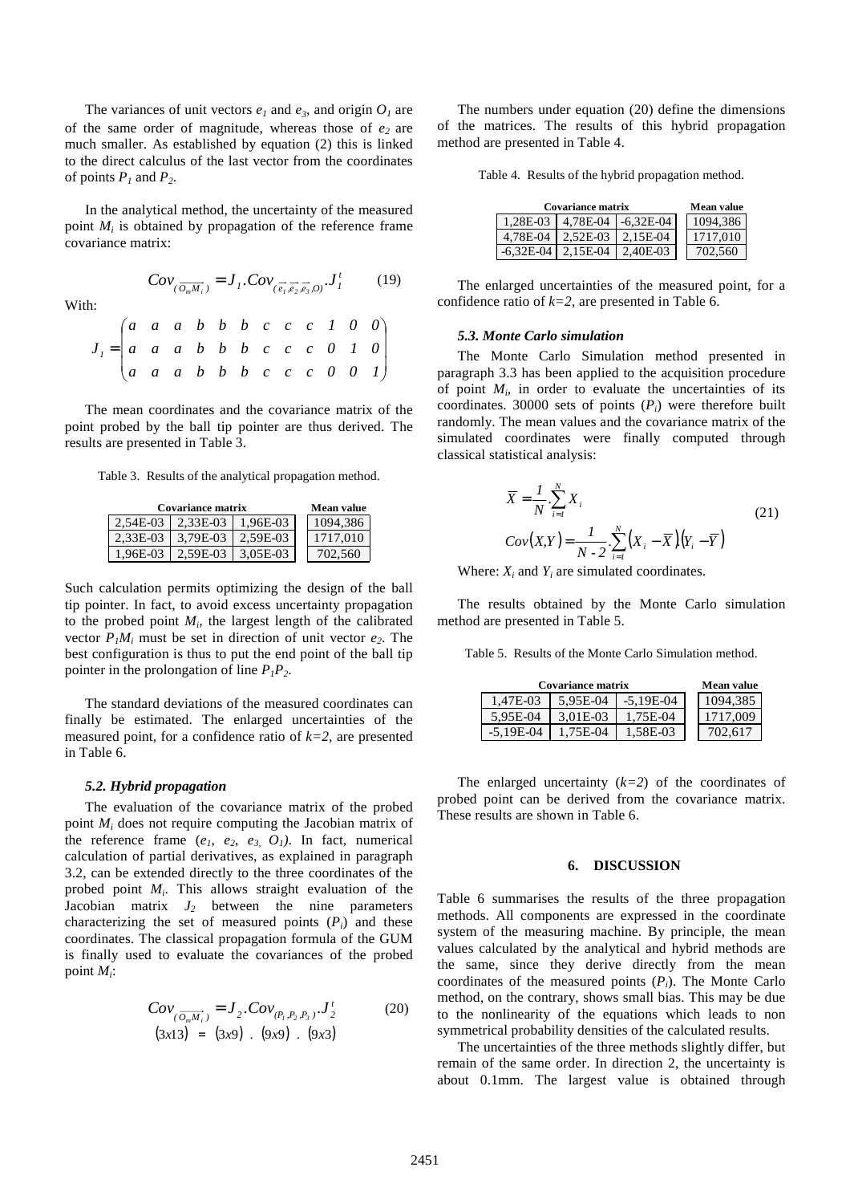The variances of unit vectors $e_1$ and $e_3$, and origin $O_1$ are of the same order of magnitude, whereas those of $e_2$ are much smaller. As established by equation (2) this is linked to the direct calculus of the last vector from the coordinates of points $P_1$ and $P_2$.

In the analytical method, the uncertainty of the measured point $M_i$ is obtained by propagation of the reference frame covariance matrix:

$$Cov_{(\overline{O_m M_i})} = J_1 . Cov_{(\overline{e_1}, \overline{e_2}, \overline{e_3}, O)} . J_1^t \qquad (19)$$

With:

$$J_1 = \begin{pmatrix} a & a & a & b & b & b & c & c & c & 1 & 0 & 0 \\ a & a & a & b & b & b & c & c & c & 0 & 1 & 0 \\ a & a & a & b & b & b & c & c & c & 0 & 0 & 1 \end{pmatrix}$$

The mean coordinates and the covariance matrix of the point probed by the ball tip pointer are thus derived. The results are presented in Table 3.

Table 3. Results of the analytical propagation method.

| Covariance matrix | | | Mean value |
|---|---|---|---|
| 2,54E-03 | 2,33E-03 | 1,96E-03 | 1094,386 |
| 2,33E-03 | 3,79E-03 | 2,59E-03 | 1717,010 |
| 1,96E-03 | 2,59E-03 | 3,05E-03 | 702,560 |

Such calculation permits optimizing the design of the ball tip pointer. In fact, to avoid excess uncertainty propagation to the probed point $M_i$, the largest length of the calibrated vector $P_1M_i$ must be set in direction of unit vector $e_2$. The best configuration is thus to put the end point of the ball tip pointer in the prolongation of line $P_1P_2$.

The standard deviations of the measured coordinates can finally be estimated. The enlarged uncertainties of the measured point, for a confidence ratio of $k=2$, are presented in Table 6.

### 5.2. Hybrid propagation

The evaluation of the covariance matrix of the probed point $M_i$ does not require computing the Jacobian matrix of the reference frame $(e_1, e_2, e_3, O_1)$. In fact, numerical calculation of partial derivatives, as explained in paragraph 3.2, can be extended directly to the three coordinates of the probed point $M_i$. This allows straight evaluation of the Jacobian matrix $J_2$ between the nine parameters characterizing the set of measured points $(P_i)$ and these coordinates. The classical propagation formula of the GUM is finally used to evaluate the covariances of the probed point $M_i$:

$$\begin{array}{ccccccc} Cov_{(\overline{O_m M_i})} & = & J_2 & . & Cov_{(P_1,P_2,P_3)} & . & J_2^t \\ (3x13) & = & (3x9) & . & (9x9) & . & (9x3) \end{array} \qquad (20)$$

The numbers under equation (20) define the dimensions of the matrices. The results of this hybrid propagation method are presented in Table 4.

Table 4. Results of the hybrid propagation method.

| Covariance matrix | | | Mean value |
|---|---|---|---|
| 1,28E-03 | 4,78E-04 | -6,32E-04 | 1094,386 |
| 4,78E-04 | 2,52E-03 | 2,15E-04 | 1717,010 |
| -6,32E-04 | 2,15E-04 | 2,40E-03 | 702,560 |

The enlarged uncertainties of the measured point, for a confidence ratio of $k=2$, are presented in Table 6.

### 5.3. Monte Carlo simulation

The Monte Carlo Simulation method presented in paragraph 3.3 has been applied to the acquisition procedure of point $M_i$, in order to evaluate the uncertainties of its coordinates. 30000 sets of points $(P_i)$ were therefore built randomly. The mean values and the covariance matrix of the simulated coordinates were finally computed through classical statistical analysis:

$$\begin{aligned} \overline{X} &= \frac{1}{N} . \sum_{i=1}^{N} X_i \\ Cov(X,Y) &= \frac{1}{N-2} . \sum_{i=1}^{N} \left(X_i - \overline{X}\right)\left(Y_i - \overline{Y}\right) \end{aligned} \qquad (21)$$

Where: $X_i$ and $Y_i$ are simulated coordinates.

The results obtained by the Monte Carlo simulation method are presented in Table 5.

Table 5. Results of the Monte Carlo Simulation method.

| Covariance matrix | | | Mean value |
|---|---|---|---|
| 1,47E-03 | 5,95E-04 | -5,19E-04 | 1094,385 |
| 5,95E-04 | 3,01E-03 | 1,75E-04 | 1717,009 |
| -5,19E-04 | 1,75E-04 | 1,58E-03 | 702,617 |

The enlarged uncertainty ($k=2$) of the coordinates of probed point can be derived from the covariance matrix. These results are shown in Table 6.

## 6. DISCUSSION

Table 6 summarises the results of the three propagation methods. All components are expressed in the coordinate system of the measuring machine. By principle, the mean values calculated by the analytical and hybrid methods are the same, since they derive directly from the mean coordinates of the measured points $(P_i)$. The Monte Carlo method, on the contrary, shows small bias. This may be due to the nonlinearity of the equations which leads to non symmetrical probability densities of the calculated results.

The uncertainties of the three methods slightly differ, but remain of the same order. In direction 2, the uncertainty is about 0.1mm. The largest value is obtained through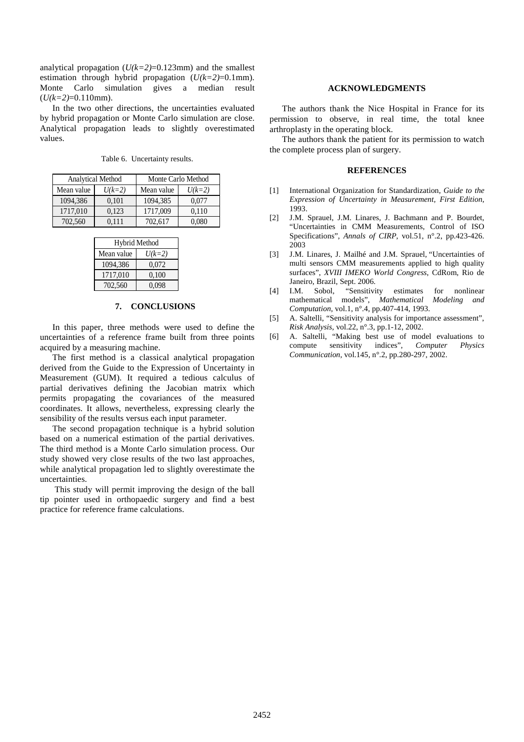analytical propagation ($U(k=2)$=0.123mm) and the smallest estimation through hybrid propagation ($U(k=2)$=0.1mm). Monte Carlo simulation gives a median result ($U(k=2)$=0.110mm).

In the two other directions, the uncertainties evaluated by hybrid propagation or Monte Carlo simulation are close. Analytical propagation leads to slightly overestimated values.

Table 6. Uncertainty results.

| Analytical Method | | Monte Carlo Method | |
|---|---|---|---|
| Mean value | $U(k=2)$ | Mean value | $U(k=2)$ |
| 1094,386 | 0,101 | 1094,385 | 0,077 |
| 1717,010 | 0,123 | 1717,009 | 0,110 |
| 702,560 | 0,111 | 702,617 | 0,080 |

| Hybrid Method | |
|---|---|
| Mean value | $U(k=2)$ |
| 1094,386 | 0,072 |
| 1717,010 | 0,100 |
| 702,560 | 0,098 |

## 7. CONCLUSIONS

In this paper, three methods were used to define the uncertainties of a reference frame built from three points acquired by a measuring machine.

The first method is a classical analytical propagation derived from the Guide to the Expression of Uncertainty in Measurement (GUM). It required a tedious calculus of partial derivatives defining the Jacobian matrix which permits propagating the covariances of the measured coordinates. It allows, nevertheless, expressing clearly the sensibility of the results versus each input parameter.

The second propagation technique is a hybrid solution based on a numerical estimation of the partial derivatives. The third method is a Monte Carlo simulation process. Our study showed very close results of the two last approaches, while analytical propagation led to slightly overestimate the uncertainties.

This study will permit improving the design of the ball tip pointer used in orthopaedic surgery and find a best practice for reference frame calculations.

## ACKNOWLEDGMENTS

The authors thank the Nice Hospital in France for its permission to observe, in real time, the total knee arthroplasty in the operating block.

The authors thank the patient for its permission to watch the complete process plan of surgery.

## REFERENCES

[1] International Organization for Standardization, *Guide to the Expression of Uncertainty in Measurement, First Edition*, 1993.

[2] J.M. Sprauel, J.M. Linares, J. Bachmann and P. Bourdet, "Uncertainties in CMM Measurements, Control of ISO Specifications", *Annals of CIRP*, vol.51, n°.2, pp.423-426. 2003

[3] J.M. Linares, J. Mailhé and J.M. Sprauel, "Uncertainties of multi sensors CMM measurements applied to high quality surfaces", *XVIII IMEKO World Congress*, CdRom, Rio de Janeiro, Brazil, Sept. 2006.

[4] I.M. Sobol, "Sensitivity estimates for nonlinear mathematical models", *Mathematical Modeling and Computation*, vol.1, n°.4, pp.407-414, 1993.

[5] A. Saltelli, "Sensitivity analysis for importance assessment", *Risk Analysis*, vol.22, n°.3, pp.1-12, 2002.

[6] A. Saltelli, "Making best use of model evaluations to compute sensitivity indices", *Computer Physics Communication*, vol.145, n°.2, pp.280-297, 2002.